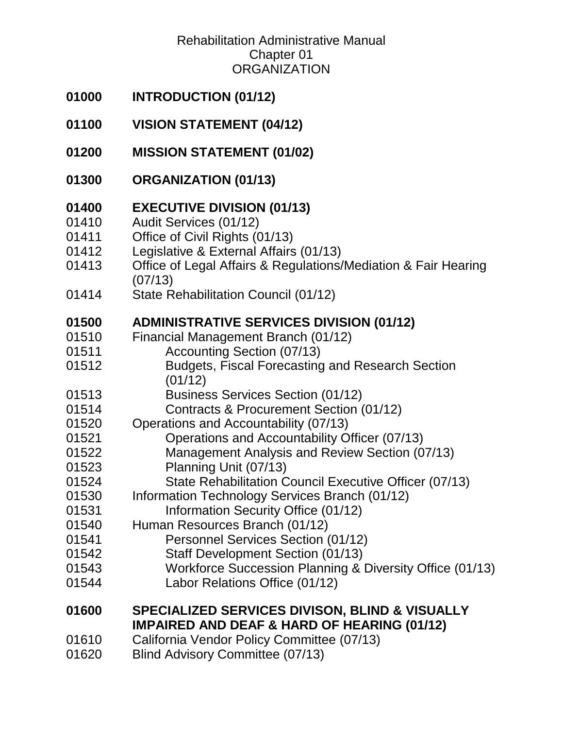Rehabilitation Administrative Manual
Chapter 01
ORGANIZATION

**01000 INTRODUCTION (01/12)**

**01100 VISION STATEMENT (04/12)**

**01200 MISSION STATEMENT (01/02)**

**01300 ORGANIZATION (01/13)**

**01400 EXECUTIVE DIVISION (01/13)**

- 01410 Audit Services (01/12)
- 01411 Office of Civil Rights (01/13)
- 01412 Legislative & External Affairs (01/13)
- 01413 Office of Legal Affairs & Regulations/Mediation & Fair Hearing (07/13)
- 01414 State Rehabilitation Council (01/12)

**01500 ADMINISTRATIVE SERVICES DIVISION (01/12)**

- 01510 Financial Management Branch (01/12)
  - 01511 Accounting Section (07/13)
  - 01512 Budgets, Fiscal Forecasting and Research Section (01/12)
  - 01513 Business Services Section (01/12)
  - 01514 Contracts & Procurement Section (01/12)
- 01520 Operations and Accountability (07/13)
  - 01521 Operations and Accountability Officer (07/13)
  - 01522 Management Analysis and Review Section (07/13)
  - 01523 Planning Unit (07/13)
  - 01524 State Rehabilitation Council Executive Officer (07/13)
- 01530 Information Technology Services Branch (01/12)
  - 01531 Information Security Office (01/12)
- 01540 Human Resources Branch (01/12)
  - 01541 Personnel Services Section (01/12)
  - 01542 Staff Development Section (01/13)
  - 01543 Workforce Succession Planning & Diversity Office (01/13)
  - 01544 Labor Relations Office (01/12)

**01600 SPECIALIZED SERVICES DIVISON, BLIND & VISUALLY IMPAIRED AND DEAF & HARD OF HEARING (01/12)**

- 01610 California Vendor Policy Committee (07/13)
- 01620 Blind Advisory Committee (07/13)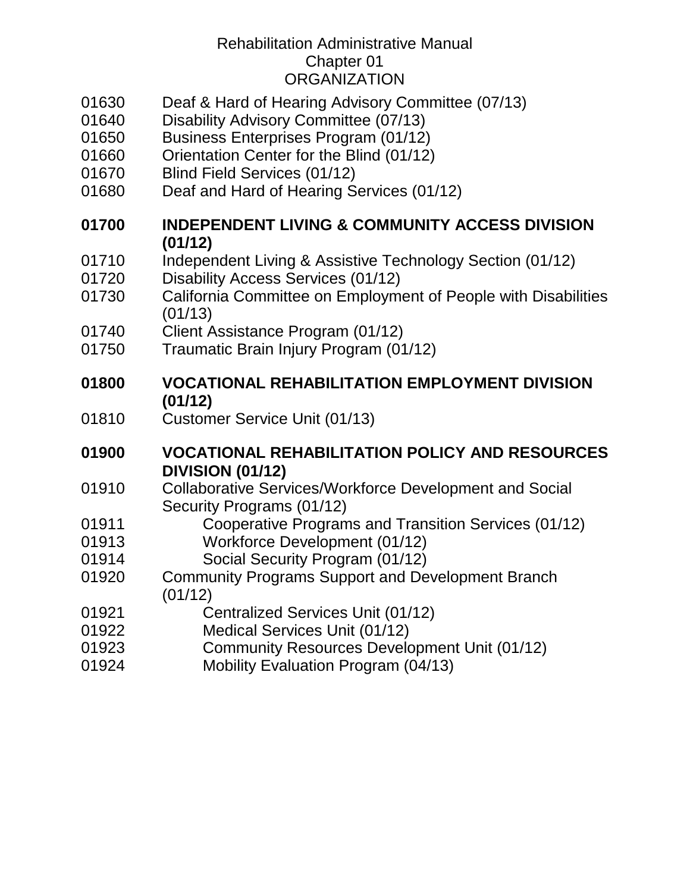01630 Deaf & Hard of Hearing Advisory Committee (07/13)
01640 Disability Advisory Committee (07/13)
01650 Business Enterprises Program (01/12)
01660 Orientation Center for the Blind (01/12)
01670 Blind Field Services (01/12)
01680 Deaf and Hard of Hearing Services (01/12)

**01700 INDEPENDENT LIVING & COMMUNITY ACCESS DIVISION (01/12)**

01710 Independent Living & Assistive Technology Section (01/12)
01720 Disability Access Services (01/12)
01730 California Committee on Employment of People with Disabilities (01/13)
01740 Client Assistance Program (01/12)
01750 Traumatic Brain Injury Program (01/12)

**01800 VOCATIONAL REHABILITATION EMPLOYMENT DIVISION (01/12)**

01810 Customer Service Unit (01/13)

**01900 VOCATIONAL REHABILITATION POLICY AND RESOURCES DIVISION (01/12)**

01910 Collaborative Services/Workforce Development and Social Security Programs (01/12)
01911 Cooperative Programs and Transition Services (01/12)
01913 Workforce Development (01/12)
01914 Social Security Program (01/12)
01920 Community Programs Support and Development Branch (01/12)
01921 Centralized Services Unit (01/12)
01922 Medical Services Unit (01/12)
01923 Community Resources Development Unit (01/12)
01924 Mobility Evaluation Program (04/13)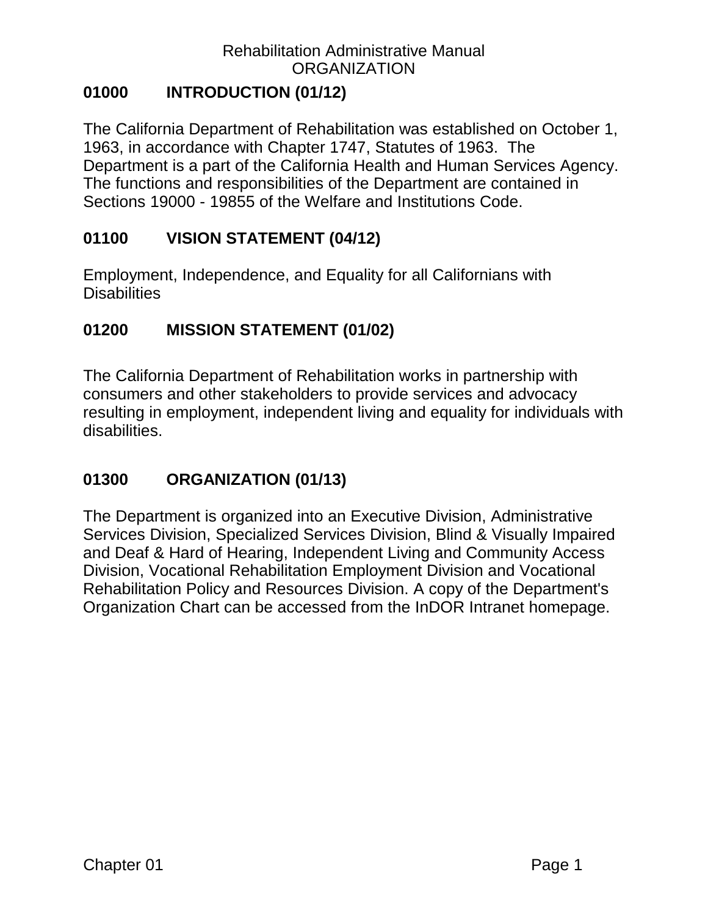## 01000 INTRODUCTION (01/12)

The California Department of Rehabilitation was established on October 1, 1963, in accordance with Chapter 1747, Statutes of 1963. The Department is a part of the California Health and Human Services Agency. The functions and responsibilities of the Department are contained in Sections 19000 - 19855 of the Welfare and Institutions Code.

## 01100 VISION STATEMENT (04/12)

Employment, Independence, and Equality for all Californians with Disabilities

## 01200 MISSION STATEMENT (01/02)

The California Department of Rehabilitation works in partnership with consumers and other stakeholders to provide services and advocacy resulting in employment, independent living and equality for individuals with disabilities.

## 01300 ORGANIZATION (01/13)

The Department is organized into an Executive Division, Administrative Services Division, Specialized Services Division, Blind & Visually Impaired and Deaf & Hard of Hearing, Independent Living and Community Access Division, Vocational Rehabilitation Employment Division and Vocational Rehabilitation Policy and Resources Division. A copy of the Department's Organization Chart can be accessed from the InDOR Intranet homepage.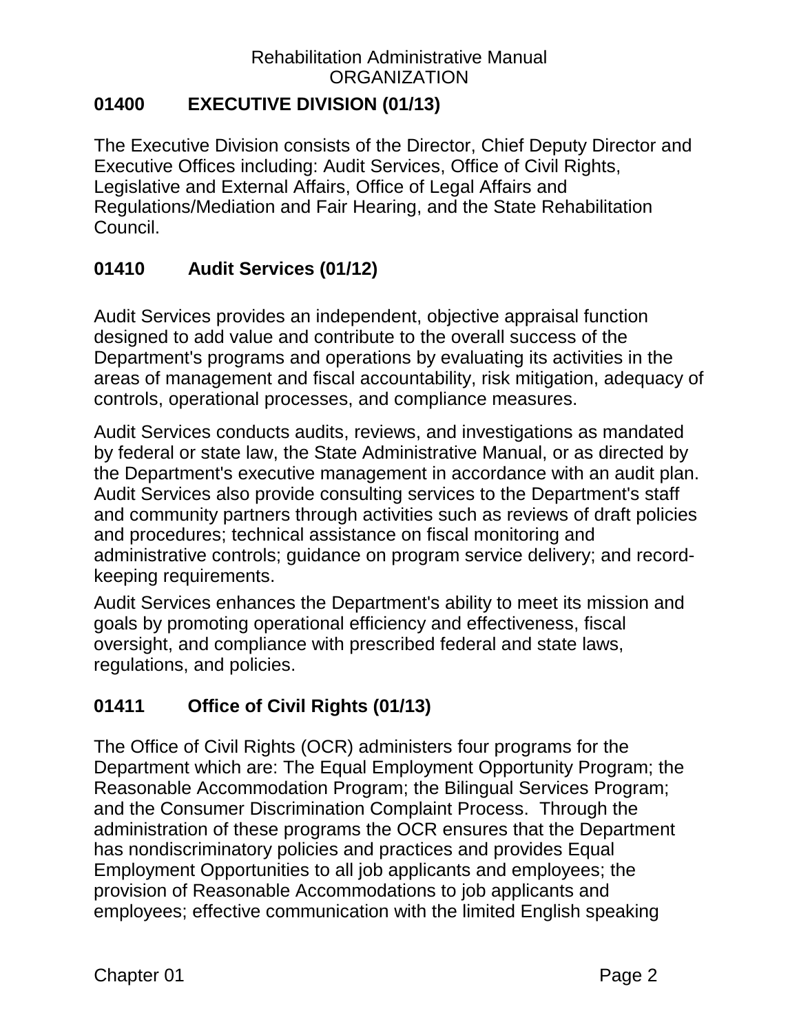## 01400 EXECUTIVE DIVISION (01/13)

The Executive Division consists of the Director, Chief Deputy Director and Executive Offices including: Audit Services, Office of Civil Rights, Legislative and External Affairs, Office of Legal Affairs and Regulations/Mediation and Fair Hearing, and the State Rehabilitation Council.

## 01410 Audit Services (01/12)

Audit Services provides an independent, objective appraisal function designed to add value and contribute to the overall success of the Department's programs and operations by evaluating its activities in the areas of management and fiscal accountability, risk mitigation, adequacy of controls, operational processes, and compliance measures.

Audit Services conducts audits, reviews, and investigations as mandated by federal or state law, the State Administrative Manual, or as directed by the Department's executive management in accordance with an audit plan. Audit Services also provide consulting services to the Department's staff and community partners through activities such as reviews of draft policies and procedures; technical assistance on fiscal monitoring and administrative controls; guidance on program service delivery; and record-keeping requirements.

Audit Services enhances the Department's ability to meet its mission and goals by promoting operational efficiency and effectiveness, fiscal oversight, and compliance with prescribed federal and state laws, regulations, and policies.

## 01411 Office of Civil Rights (01/13)

The Office of Civil Rights (OCR) administers four programs for the Department which are: The Equal Employment Opportunity Program; the Reasonable Accommodation Program; the Bilingual Services Program; and the Consumer Discrimination Complaint Process. Through the administration of these programs the OCR ensures that the Department has nondiscriminatory policies and practices and provides Equal Employment Opportunities to all job applicants and employees; the provision of Reasonable Accommodations to job applicants and employees; effective communication with the limited English speaking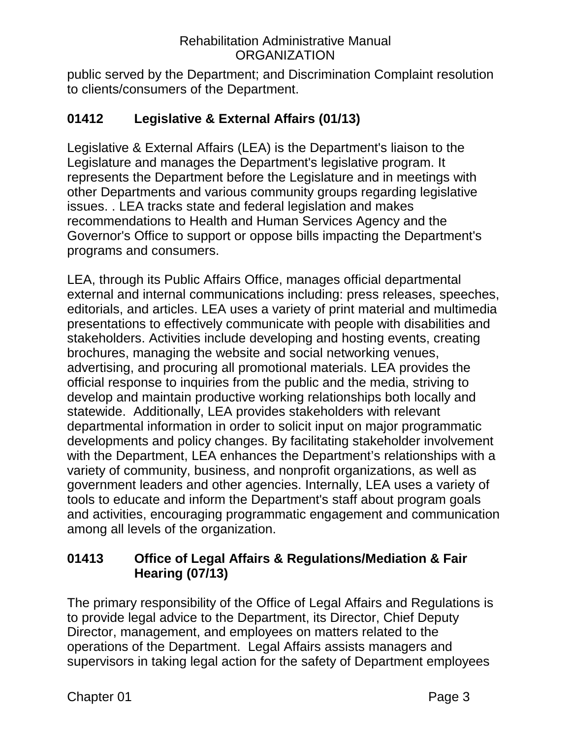public served by the Department; and Discrimination Complaint resolution to clients/consumers of the Department.

## 01412 Legislative & External Affairs (01/13)

Legislative & External Affairs (LEA) is the Department's liaison to the Legislature and manages the Department's legislative program. It represents the Department before the Legislature and in meetings with other Departments and various community groups regarding legislative issues. . LEA tracks state and federal legislation and makes recommendations to Health and Human Services Agency and the Governor's Office to support or oppose bills impacting the Department's programs and consumers.

LEA, through its Public Affairs Office, manages official departmental external and internal communications including: press releases, speeches, editorials, and articles. LEA uses a variety of print material and multimedia presentations to effectively communicate with people with disabilities and stakeholders. Activities include developing and hosting events, creating brochures, managing the website and social networking venues, advertising, and procuring all promotional materials. LEA provides the official response to inquiries from the public and the media, striving to develop and maintain productive working relationships both locally and statewide. Additionally, LEA provides stakeholders with relevant departmental information in order to solicit input on major programmatic developments and policy changes. By facilitating stakeholder involvement with the Department, LEA enhances the Department's relationships with a variety of community, business, and nonprofit organizations, as well as government leaders and other agencies. Internally, LEA uses a variety of tools to educate and inform the Department's staff about program goals and activities, encouraging programmatic engagement and communication among all levels of the organization.

## 01413 Office of Legal Affairs & Regulations/Mediation & Fair Hearing (07/13)

The primary responsibility of the Office of Legal Affairs and Regulations is to provide legal advice to the Department, its Director, Chief Deputy Director, management, and employees on matters related to the operations of the Department. Legal Affairs assists managers and supervisors in taking legal action for the safety of Department employees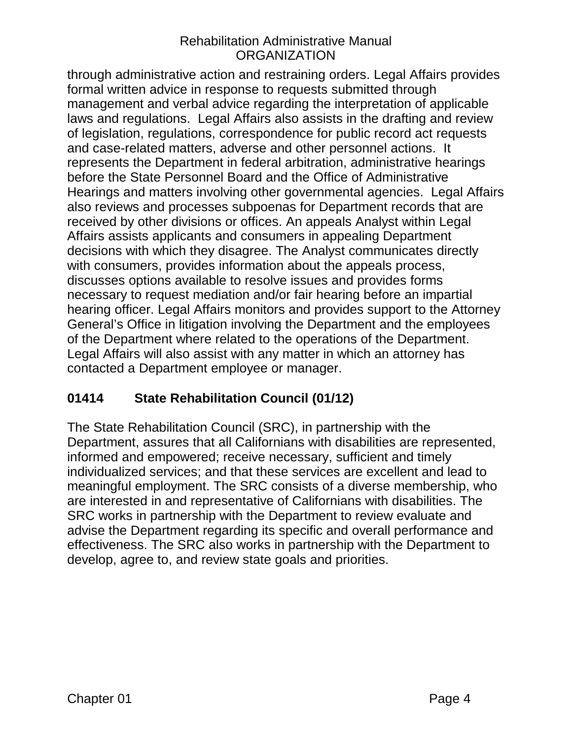through administrative action and restraining orders. Legal Affairs provides formal written advice in response to requests submitted through management and verbal advice regarding the interpretation of applicable laws and regulations. Legal Affairs also assists in the drafting and review of legislation, regulations, correspondence for public record act requests and case-related matters, adverse and other personnel actions. It represents the Department in federal arbitration, administrative hearings before the State Personnel Board and the Office of Administrative Hearings and matters involving other governmental agencies. Legal Affairs also reviews and processes subpoenas for Department records that are received by other divisions or offices. An appeals Analyst within Legal Affairs assists applicants and consumers in appealing Department decisions with which they disagree. The Analyst communicates directly with consumers, provides information about the appeals process, discusses options available to resolve issues and provides forms necessary to request mediation and/or fair hearing before an impartial hearing officer. Legal Affairs monitors and provides support to the Attorney General's Office in litigation involving the Department and the employees of the Department where related to the operations of the Department. Legal Affairs will also assist with any matter in which an attorney has contacted a Department employee or manager.

### 01414 State Rehabilitation Council (01/12)

The State Rehabilitation Council (SRC), in partnership with the Department, assures that all Californians with disabilities are represented, informed and empowered; receive necessary, sufficient and timely individualized services; and that these services are excellent and lead to meaningful employment. The SRC consists of a diverse membership, who are interested in and representative of Californians with disabilities. The SRC works in partnership with the Department to review evaluate and advise the Department regarding its specific and overall performance and effectiveness. The SRC also works in partnership with the Department to develop, agree to, and review state goals and priorities.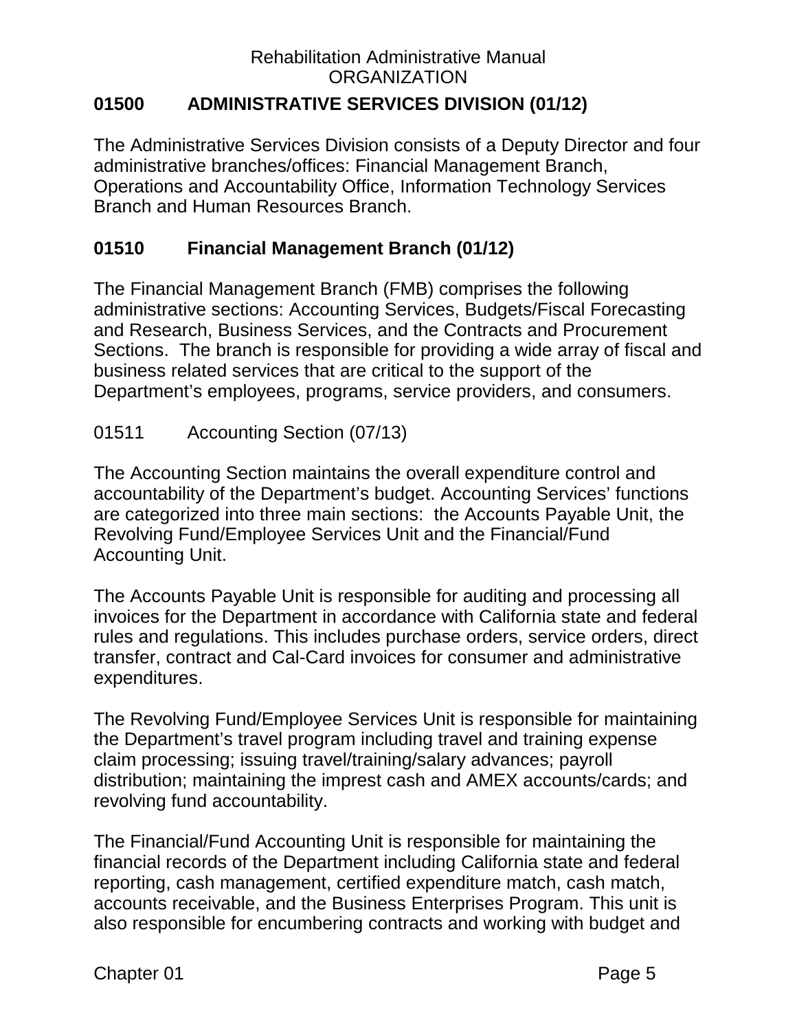## 01500 ADMINISTRATIVE SERVICES DIVISION (01/12)

The Administrative Services Division consists of a Deputy Director and four administrative branches/offices: Financial Management Branch, Operations and Accountability Office, Information Technology Services Branch and Human Resources Branch.

### 01510 Financial Management Branch (01/12)

The Financial Management Branch (FMB) comprises the following administrative sections: Accounting Services, Budgets/Fiscal Forecasting and Research, Business Services, and the Contracts and Procurement Sections. The branch is responsible for providing a wide array of fiscal and business related services that are critical to the support of the Department's employees, programs, service providers, and consumers.

#### 01511 Accounting Section (07/13)

The Accounting Section maintains the overall expenditure control and accountability of the Department's budget. Accounting Services' functions are categorized into three main sections: the Accounts Payable Unit, the Revolving Fund/Employee Services Unit and the Financial/Fund Accounting Unit.

The Accounts Payable Unit is responsible for auditing and processing all invoices for the Department in accordance with California state and federal rules and regulations. This includes purchase orders, service orders, direct transfer, contract and Cal-Card invoices for consumer and administrative expenditures.

The Revolving Fund/Employee Services Unit is responsible for maintaining the Department's travel program including travel and training expense claim processing; issuing travel/training/salary advances; payroll distribution; maintaining the imprest cash and AMEX accounts/cards; and revolving fund accountability.

The Financial/Fund Accounting Unit is responsible for maintaining the financial records of the Department including California state and federal reporting, cash management, certified expenditure match, cash match, accounts receivable, and the Business Enterprises Program. This unit is also responsible for encumbering contracts and working with budget and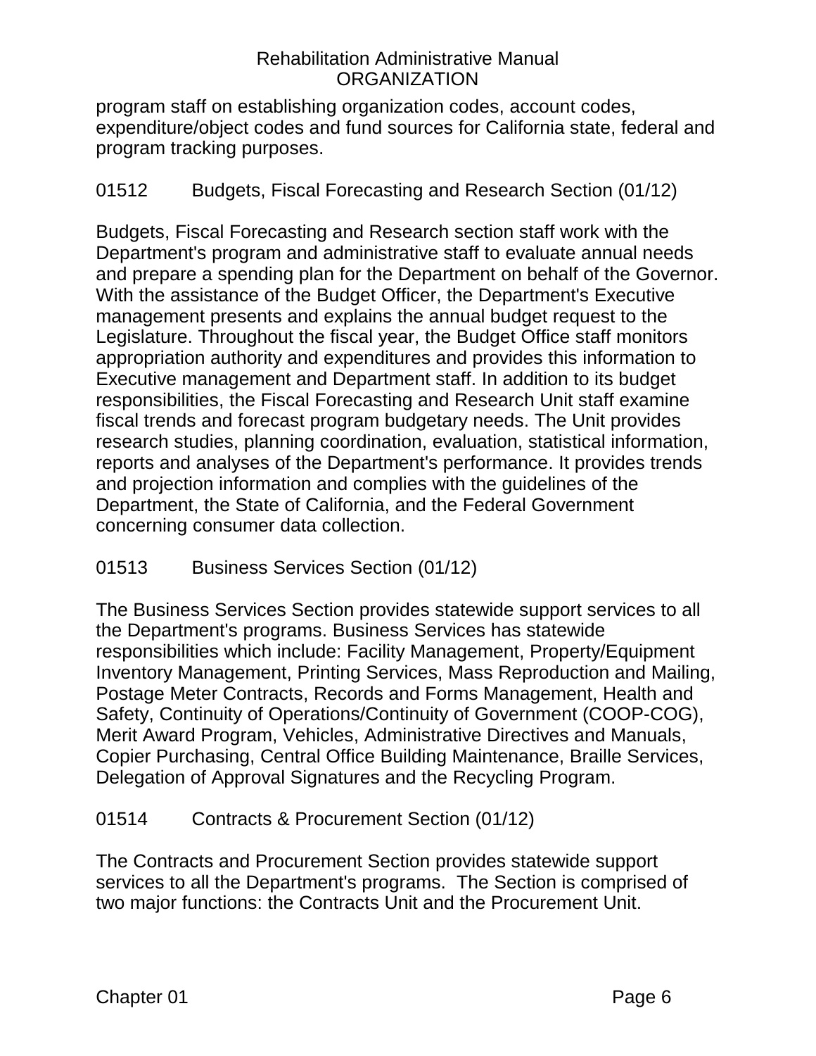program staff on establishing organization codes, account codes, expenditure/object codes and fund sources for California state, federal and program tracking purposes.

### 01512 Budgets, Fiscal Forecasting and Research Section (01/12)

Budgets, Fiscal Forecasting and Research section staff work with the Department's program and administrative staff to evaluate annual needs and prepare a spending plan for the Department on behalf of the Governor. With the assistance of the Budget Officer, the Department's Executive management presents and explains the annual budget request to the Legislature. Throughout the fiscal year, the Budget Office staff monitors appropriation authority and expenditures and provides this information to Executive management and Department staff. In addition to its budget responsibilities, the Fiscal Forecasting and Research Unit staff examine fiscal trends and forecast program budgetary needs. The Unit provides research studies, planning coordination, evaluation, statistical information, reports and analyses of the Department's performance. It provides trends and projection information and complies with the guidelines of the Department, the State of California, and the Federal Government concerning consumer data collection.

### 01513 Business Services Section (01/12)

The Business Services Section provides statewide support services to all the Department's programs. Business Services has statewide responsibilities which include: Facility Management, Property/Equipment Inventory Management, Printing Services, Mass Reproduction and Mailing, Postage Meter Contracts, Records and Forms Management, Health and Safety, Continuity of Operations/Continuity of Government (COOP-COG), Merit Award Program, Vehicles, Administrative Directives and Manuals, Copier Purchasing, Central Office Building Maintenance, Braille Services, Delegation of Approval Signatures and the Recycling Program.

### 01514 Contracts & Procurement Section (01/12)

The Contracts and Procurement Section provides statewide support services to all the Department's programs. The Section is comprised of two major functions: the Contracts Unit and the Procurement Unit.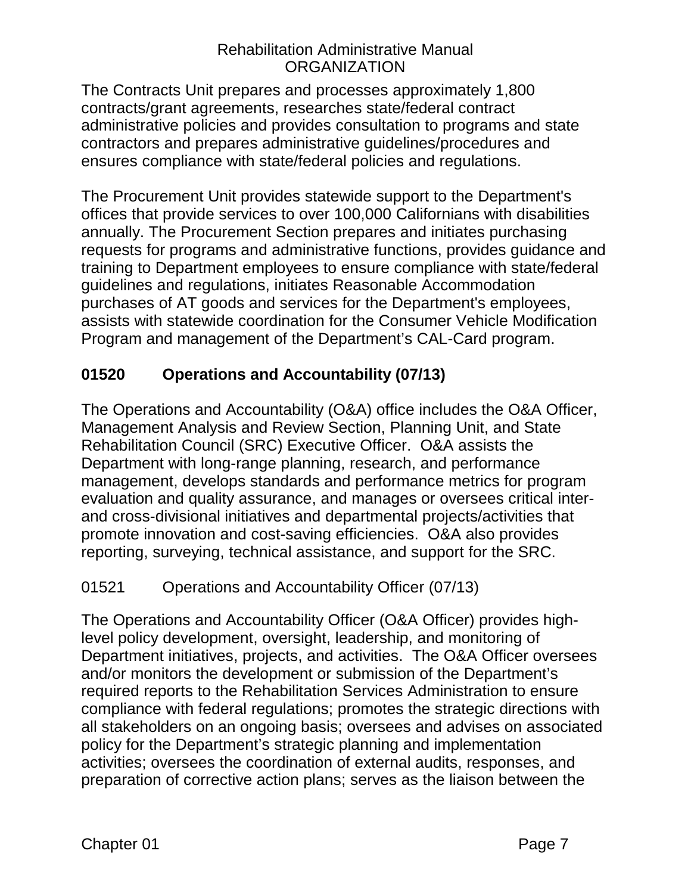The Contracts Unit prepares and processes approximately 1,800 contracts/grant agreements, researches state/federal contract administrative policies and provides consultation to programs and state contractors and prepares administrative guidelines/procedures and ensures compliance with state/federal policies and regulations.

The Procurement Unit provides statewide support to the Department's offices that provide services to over 100,000 Californians with disabilities annually. The Procurement Section prepares and initiates purchasing requests for programs and administrative functions, provides guidance and training to Department employees to ensure compliance with state/federal guidelines and regulations, initiates Reasonable Accommodation purchases of AT goods and services for the Department's employees, assists with statewide coordination for the Consumer Vehicle Modification Program and management of the Department's CAL-Card program.

## 01520 Operations and Accountability (07/13)

The Operations and Accountability (O&A) office includes the O&A Officer, Management Analysis and Review Section, Planning Unit, and State Rehabilitation Council (SRC) Executive Officer. O&A assists the Department with long-range planning, research, and performance management, develops standards and performance metrics for program evaluation and quality assurance, and manages or oversees critical inter- and cross-divisional initiatives and departmental projects/activities that promote innovation and cost-saving efficiencies. O&A also provides reporting, surveying, technical assistance, and support for the SRC.

### 01521 Operations and Accountability Officer (07/13)

The Operations and Accountability Officer (O&A Officer) provides high-level policy development, oversight, leadership, and monitoring of Department initiatives, projects, and activities. The O&A Officer oversees and/or monitors the development or submission of the Department's required reports to the Rehabilitation Services Administration to ensure compliance with federal regulations; promotes the strategic directions with all stakeholders on an ongoing basis; oversees and advises on associated policy for the Department's strategic planning and implementation activities; oversees the coordination of external audits, responses, and preparation of corrective action plans; serves as the liaison between the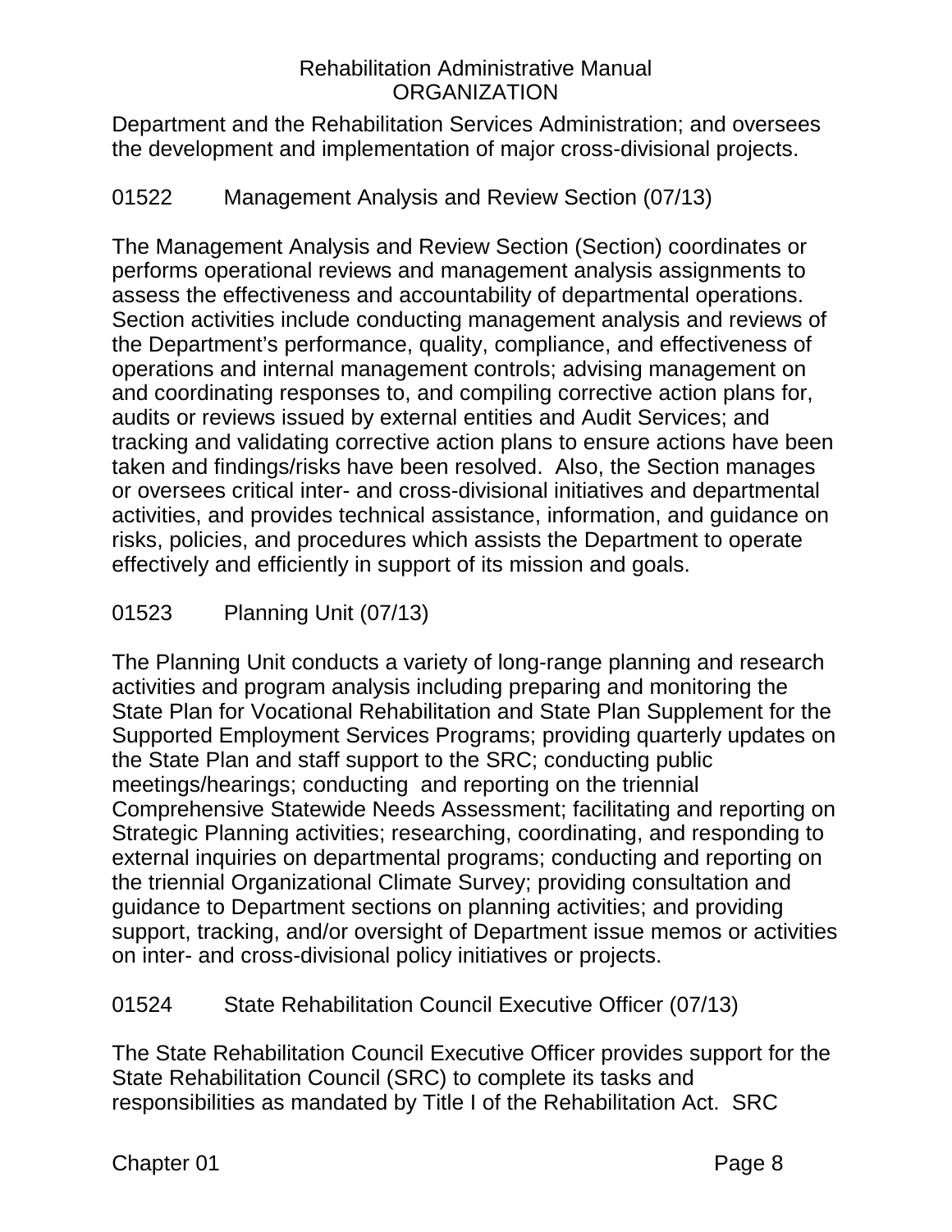Department and the Rehabilitation Services Administration; and oversees the development and implementation of major cross-divisional projects.

### 01522 Management Analysis and Review Section (07/13)

The Management Analysis and Review Section (Section) coordinates or performs operational reviews and management analysis assignments to assess the effectiveness and accountability of departmental operations. Section activities include conducting management analysis and reviews of the Department's performance, quality, compliance, and effectiveness of operations and internal management controls; advising management on and coordinating responses to, and compiling corrective action plans for, audits or reviews issued by external entities and Audit Services; and tracking and validating corrective action plans to ensure actions have been taken and findings/risks have been resolved. Also, the Section manages or oversees critical inter- and cross-divisional initiatives and departmental activities, and provides technical assistance, information, and guidance on risks, policies, and procedures which assists the Department to operate effectively and efficiently in support of its mission and goals.

### 01523 Planning Unit (07/13)

The Planning Unit conducts a variety of long-range planning and research activities and program analysis including preparing and monitoring the State Plan for Vocational Rehabilitation and State Plan Supplement for the Supported Employment Services Programs; providing quarterly updates on the State Plan and staff support to the SRC; conducting public meetings/hearings; conducting and reporting on the triennial Comprehensive Statewide Needs Assessment; facilitating and reporting on Strategic Planning activities; researching, coordinating, and responding to external inquiries on departmental programs; conducting and reporting on the triennial Organizational Climate Survey; providing consultation and guidance to Department sections on planning activities; and providing support, tracking, and/or oversight of Department issue memos or activities on inter- and cross-divisional policy initiatives or projects.

### 01524 State Rehabilitation Council Executive Officer (07/13)

The State Rehabilitation Council Executive Officer provides support for the State Rehabilitation Council (SRC) to complete its tasks and responsibilities as mandated by Title I of the Rehabilitation Act. SRC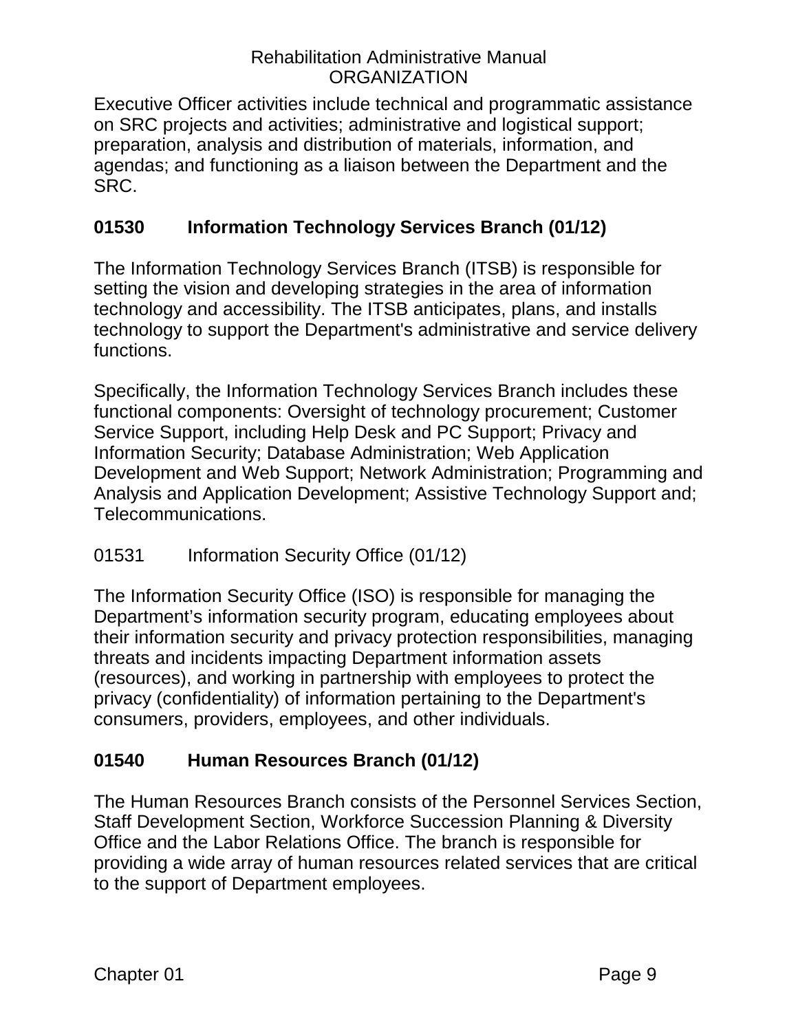Executive Officer activities include technical and programmatic assistance on SRC projects and activities; administrative and logistical support; preparation, analysis and distribution of materials, information, and agendas; and functioning as a liaison between the Department and the SRC.

## 01530 Information Technology Services Branch (01/12)

The Information Technology Services Branch (ITSB) is responsible for setting the vision and developing strategies in the area of information technology and accessibility. The ITSB anticipates, plans, and installs technology to support the Department's administrative and service delivery functions.

Specifically, the Information Technology Services Branch includes these functional components: Oversight of technology procurement; Customer Service Support, including Help Desk and PC Support; Privacy and Information Security; Database Administration; Web Application Development and Web Support; Network Administration; Programming and Analysis and Application Development; Assistive Technology Support and; Telecommunications.

### 01531 Information Security Office (01/12)

The Information Security Office (ISO) is responsible for managing the Department's information security program, educating employees about their information security and privacy protection responsibilities, managing threats and incidents impacting Department information assets (resources), and working in partnership with employees to protect the privacy (confidentiality) of information pertaining to the Department's consumers, providers, employees, and other individuals.

## 01540 Human Resources Branch (01/12)

The Human Resources Branch consists of the Personnel Services Section, Staff Development Section, Workforce Succession Planning & Diversity Office and the Labor Relations Office. The branch is responsible for providing a wide array of human resources related services that are critical to the support of Department employees.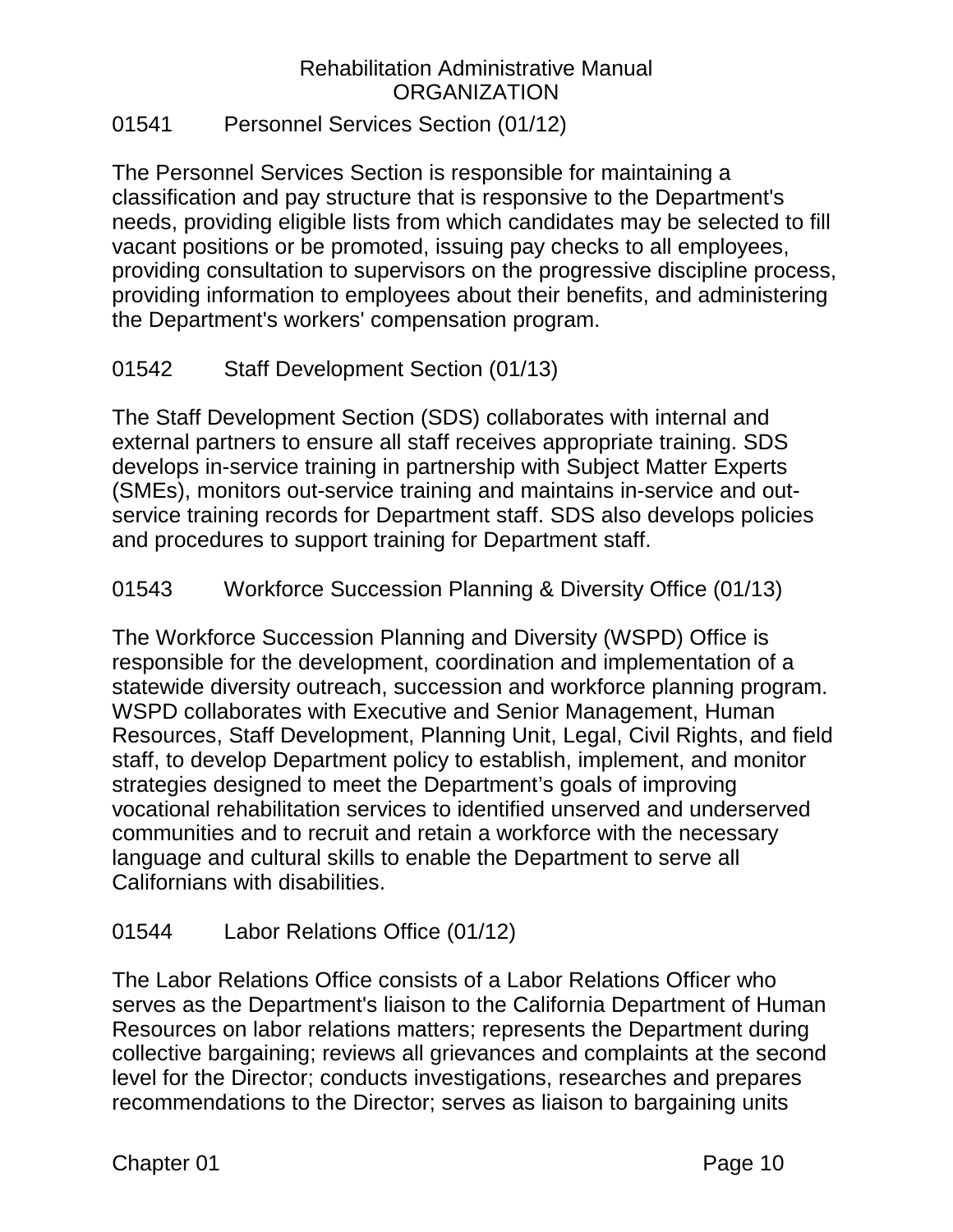## 01541 Personnel Services Section (01/12)

The Personnel Services Section is responsible for maintaining a classification and pay structure that is responsive to the Department's needs, providing eligible lists from which candidates may be selected to fill vacant positions or be promoted, issuing pay checks to all employees, providing consultation to supervisors on the progressive discipline process, providing information to employees about their benefits, and administering the Department's workers' compensation program.

## 01542 Staff Development Section (01/13)

The Staff Development Section (SDS) collaborates with internal and external partners to ensure all staff receives appropriate training. SDS develops in-service training in partnership with Subject Matter Experts (SMEs), monitors out-service training and maintains in-service and out-service training records for Department staff. SDS also develops policies and procedures to support training for Department staff.

## 01543 Workforce Succession Planning & Diversity Office (01/13)

The Workforce Succession Planning and Diversity (WSPD) Office is responsible for the development, coordination and implementation of a statewide diversity outreach, succession and workforce planning program. WSPD collaborates with Executive and Senior Management, Human Resources, Staff Development, Planning Unit, Legal, Civil Rights, and field staff, to develop Department policy to establish, implement, and monitor strategies designed to meet the Department’s goals of improving vocational rehabilitation services to identified unserved and underserved communities and to recruit and retain a workforce with the necessary language and cultural skills to enable the Department to serve all Californians with disabilities.

## 01544 Labor Relations Office (01/12)

The Labor Relations Office consists of a Labor Relations Officer who serves as the Department's liaison to the California Department of Human Resources on labor relations matters; represents the Department during collective bargaining; reviews all grievances and complaints at the second level for the Director; conducts investigations, researches and prepares recommendations to the Director; serves as liaison to bargaining units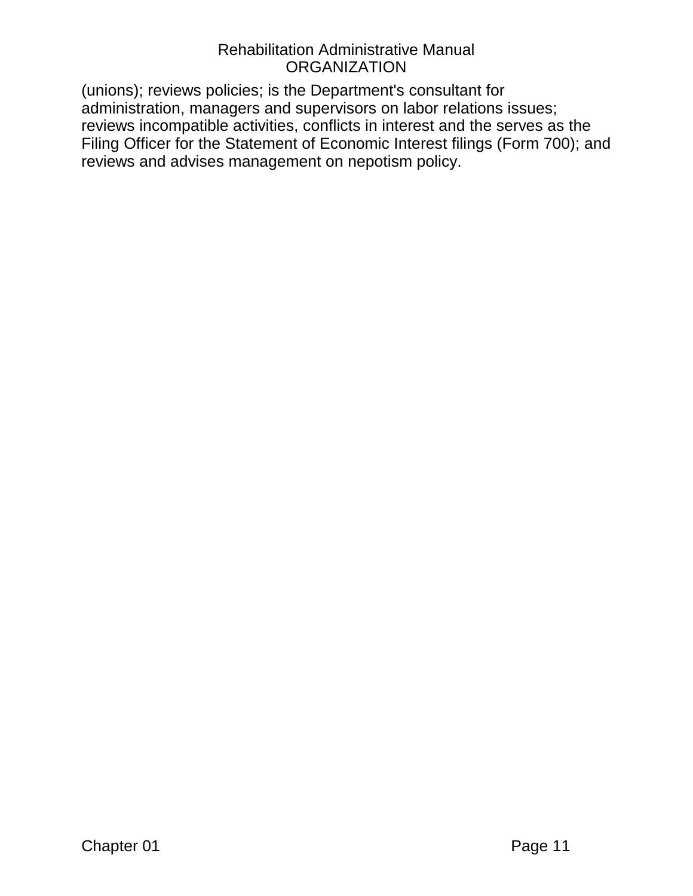(unions); reviews policies; is the Department's consultant for administration, managers and supervisors on labor relations issues; reviews incompatible activities, conflicts in interest and the serves as the Filing Officer for the Statement of Economic Interest filings (Form 700); and reviews and advises management on nepotism policy.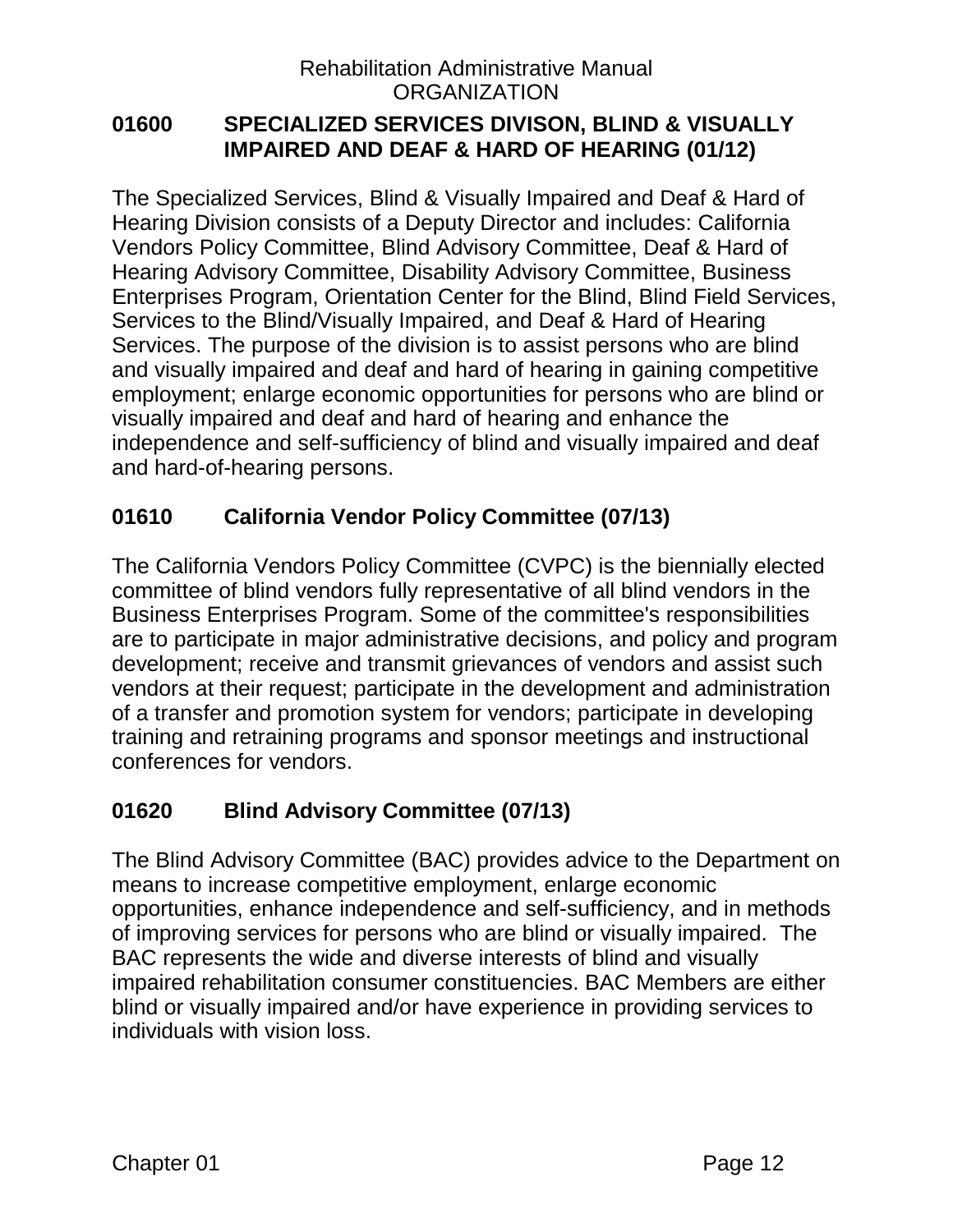## 01600 SPECIALIZED SERVICES DIVISON, BLIND & VISUALLY IMPAIRED AND DEAF & HARD OF HEARING (01/12)

The Specialized Services, Blind & Visually Impaired and Deaf & Hard of Hearing Division consists of a Deputy Director and includes: California Vendors Policy Committee, Blind Advisory Committee, Deaf & Hard of Hearing Advisory Committee, Disability Advisory Committee, Business Enterprises Program, Orientation Center for the Blind, Blind Field Services, Services to the Blind/Visually Impaired, and Deaf & Hard of Hearing Services. The purpose of the division is to assist persons who are blind and visually impaired and deaf and hard of hearing in gaining competitive employment; enlarge economic opportunities for persons who are blind or visually impaired and deaf and hard of hearing and enhance the independence and self-sufficiency of blind and visually impaired and deaf and hard-of-hearing persons.

### 01610 California Vendor Policy Committee (07/13)

The California Vendors Policy Committee (CVPC) is the biennially elected committee of blind vendors fully representative of all blind vendors in the Business Enterprises Program. Some of the committee's responsibilities are to participate in major administrative decisions, and policy and program development; receive and transmit grievances of vendors and assist such vendors at their request; participate in the development and administration of a transfer and promotion system for vendors; participate in developing training and retraining programs and sponsor meetings and instructional conferences for vendors.

### 01620 Blind Advisory Committee (07/13)

The Blind Advisory Committee (BAC) provides advice to the Department on means to increase competitive employment, enlarge economic opportunities, enhance independence and self-sufficiency, and in methods of improving services for persons who are blind or visually impaired. The BAC represents the wide and diverse interests of blind and visually impaired rehabilitation consumer constituencies. BAC Members are either blind or visually impaired and/or have experience in providing services to individuals with vision loss.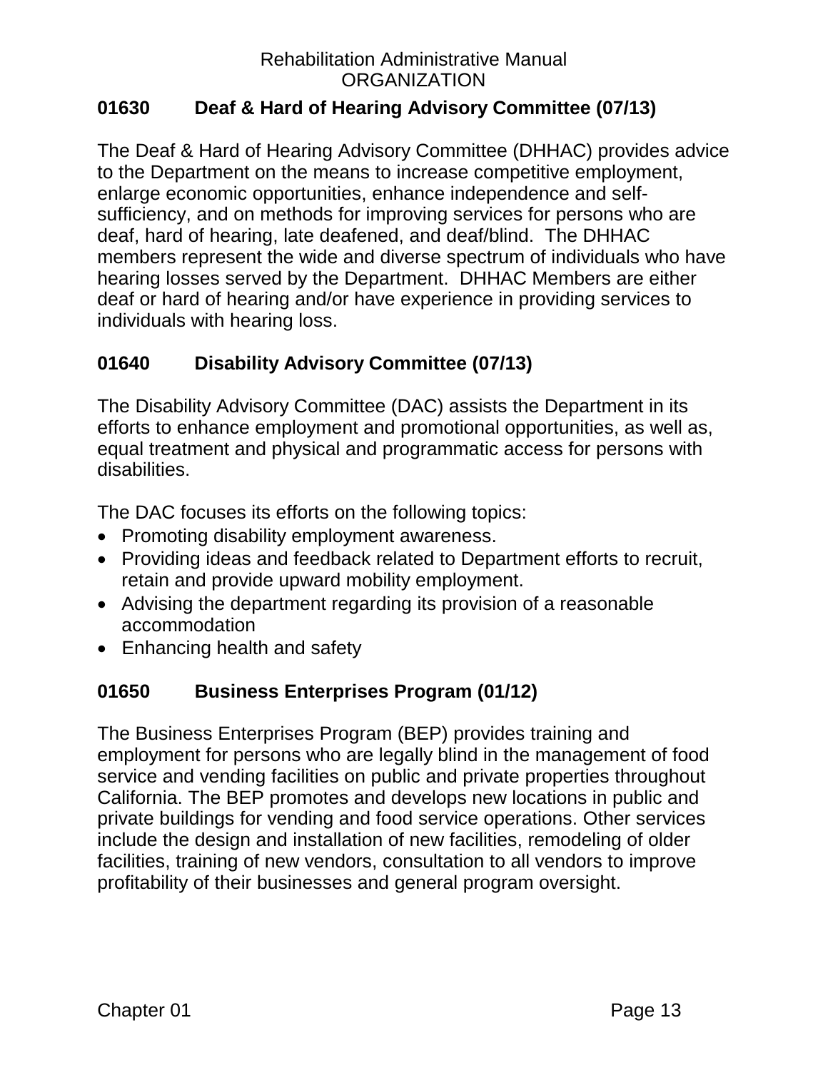## 01630 Deaf & Hard of Hearing Advisory Committee (07/13)

The Deaf & Hard of Hearing Advisory Committee (DHHAC) provides advice to the Department on the means to increase competitive employment, enlarge economic opportunities, enhance independence and self-sufficiency, and on methods for improving services for persons who are deaf, hard of hearing, late deafened, and deaf/blind. The DHHAC members represent the wide and diverse spectrum of individuals who have hearing losses served by the Department. DHHAC Members are either deaf or hard of hearing and/or have experience in providing services to individuals with hearing loss.

## 01640 Disability Advisory Committee (07/13)

The Disability Advisory Committee (DAC) assists the Department in its efforts to enhance employment and promotional opportunities, as well as, equal treatment and physical and programmatic access for persons with disabilities.

The DAC focuses its efforts on the following topics:

- Promoting disability employment awareness.
- Providing ideas and feedback related to Department efforts to recruit, retain and provide upward mobility employment.
- Advising the department regarding its provision of a reasonable accommodation
- Enhancing health and safety

## 01650 Business Enterprises Program (01/12)

The Business Enterprises Program (BEP) provides training and employment for persons who are legally blind in the management of food service and vending facilities on public and private properties throughout California. The BEP promotes and develops new locations in public and private buildings for vending and food service operations. Other services include the design and installation of new facilities, remodeling of older facilities, training of new vendors, consultation to all vendors to improve profitability of their businesses and general program oversight.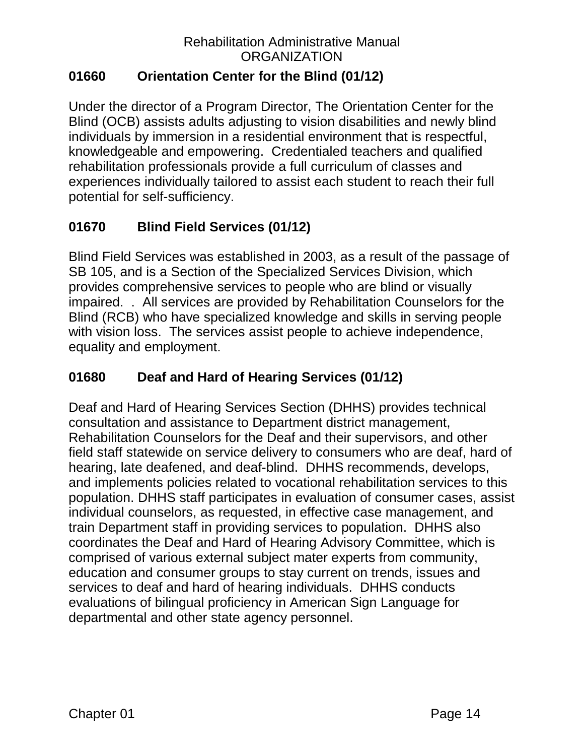## 01660 Orientation Center for the Blind (01/12)

Under the director of a Program Director, The Orientation Center for the Blind (OCB) assists adults adjusting to vision disabilities and newly blind individuals by immersion in a residential environment that is respectful, knowledgeable and empowering. Credentialed teachers and qualified rehabilitation professionals provide a full curriculum of classes and experiences individually tailored to assist each student to reach their full potential for self-sufficiency.

## 01670 Blind Field Services (01/12)

Blind Field Services was established in 2003, as a result of the passage of SB 105, and is a Section of the Specialized Services Division, which provides comprehensive services to people who are blind or visually impaired. . All services are provided by Rehabilitation Counselors for the Blind (RCB) who have specialized knowledge and skills in serving people with vision loss. The services assist people to achieve independence, equality and employment.

## 01680 Deaf and Hard of Hearing Services (01/12)

Deaf and Hard of Hearing Services Section (DHHS) provides technical consultation and assistance to Department district management, Rehabilitation Counselors for the Deaf and their supervisors, and other field staff statewide on service delivery to consumers who are deaf, hard of hearing, late deafened, and deaf-blind. DHHS recommends, develops, and implements policies related to vocational rehabilitation services to this population. DHHS staff participates in evaluation of consumer cases, assist individual counselors, as requested, in effective case management, and train Department staff in providing services to population. DHHS also coordinates the Deaf and Hard of Hearing Advisory Committee, which is comprised of various external subject mater experts from community, education and consumer groups to stay current on trends, issues and services to deaf and hard of hearing individuals. DHHS conducts evaluations of bilingual proficiency in American Sign Language for departmental and other state agency personnel.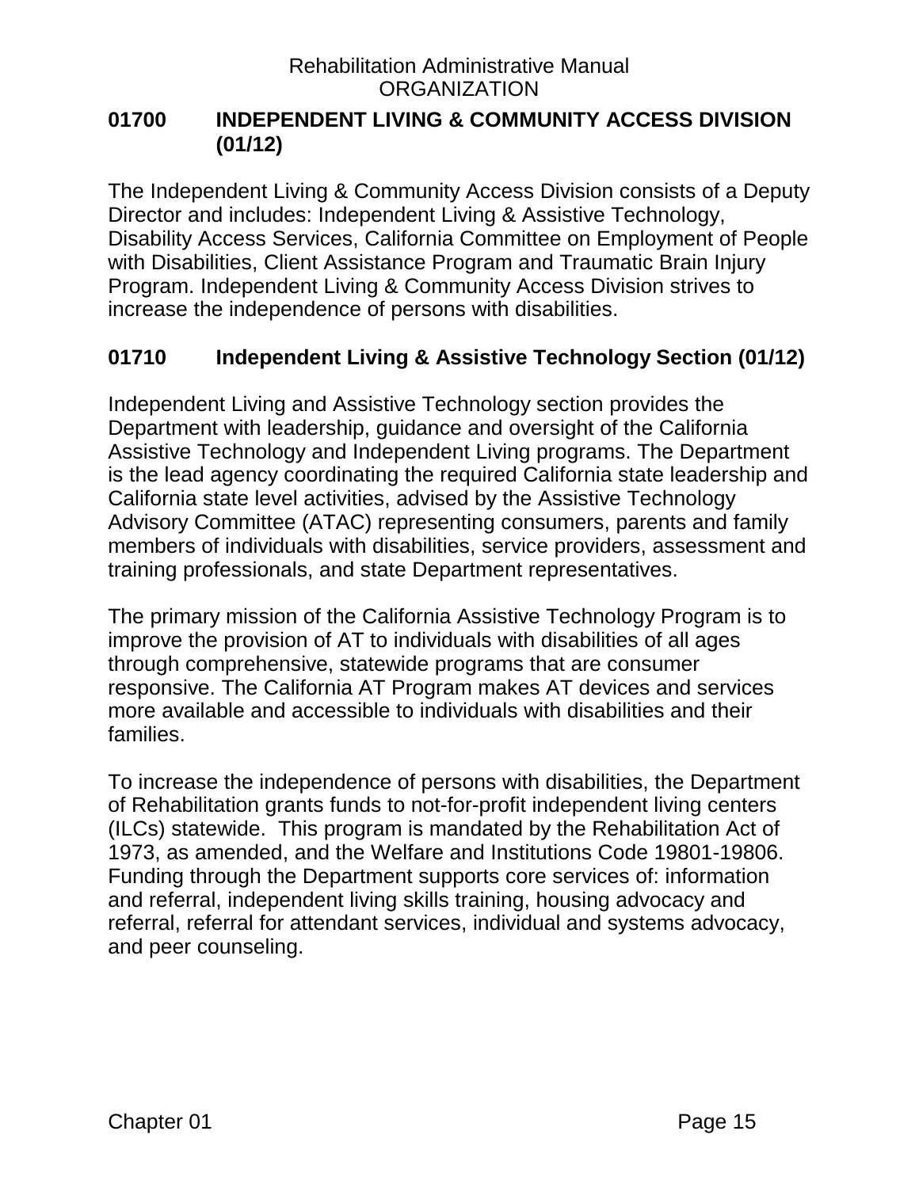## 01700 INDEPENDENT LIVING & COMMUNITY ACCESS DIVISION (01/12)

The Independent Living & Community Access Division consists of a Deputy Director and includes: Independent Living & Assistive Technology, Disability Access Services, California Committee on Employment of People with Disabilities, Client Assistance Program and Traumatic Brain Injury Program. Independent Living & Community Access Division strives to increase the independence of persons with disabilities.

### 01710 Independent Living & Assistive Technology Section (01/12)

Independent Living and Assistive Technology section provides the Department with leadership, guidance and oversight of the California Assistive Technology and Independent Living programs. The Department is the lead agency coordinating the required California state leadership and California state level activities, advised by the Assistive Technology Advisory Committee (ATAC) representing consumers, parents and family members of individuals with disabilities, service providers, assessment and training professionals, and state Department representatives.

The primary mission of the California Assistive Technology Program is to improve the provision of AT to individuals with disabilities of all ages through comprehensive, statewide programs that are consumer responsive. The California AT Program makes AT devices and services more available and accessible to individuals with disabilities and their families.

To increase the independence of persons with disabilities, the Department of Rehabilitation grants funds to not-for-profit independent living centers (ILCs) statewide. This program is mandated by the Rehabilitation Act of 1973, as amended, and the Welfare and Institutions Code 19801-19806. Funding through the Department supports core services of: information and referral, independent living skills training, housing advocacy and referral, referral for attendant services, individual and systems advocacy, and peer counseling.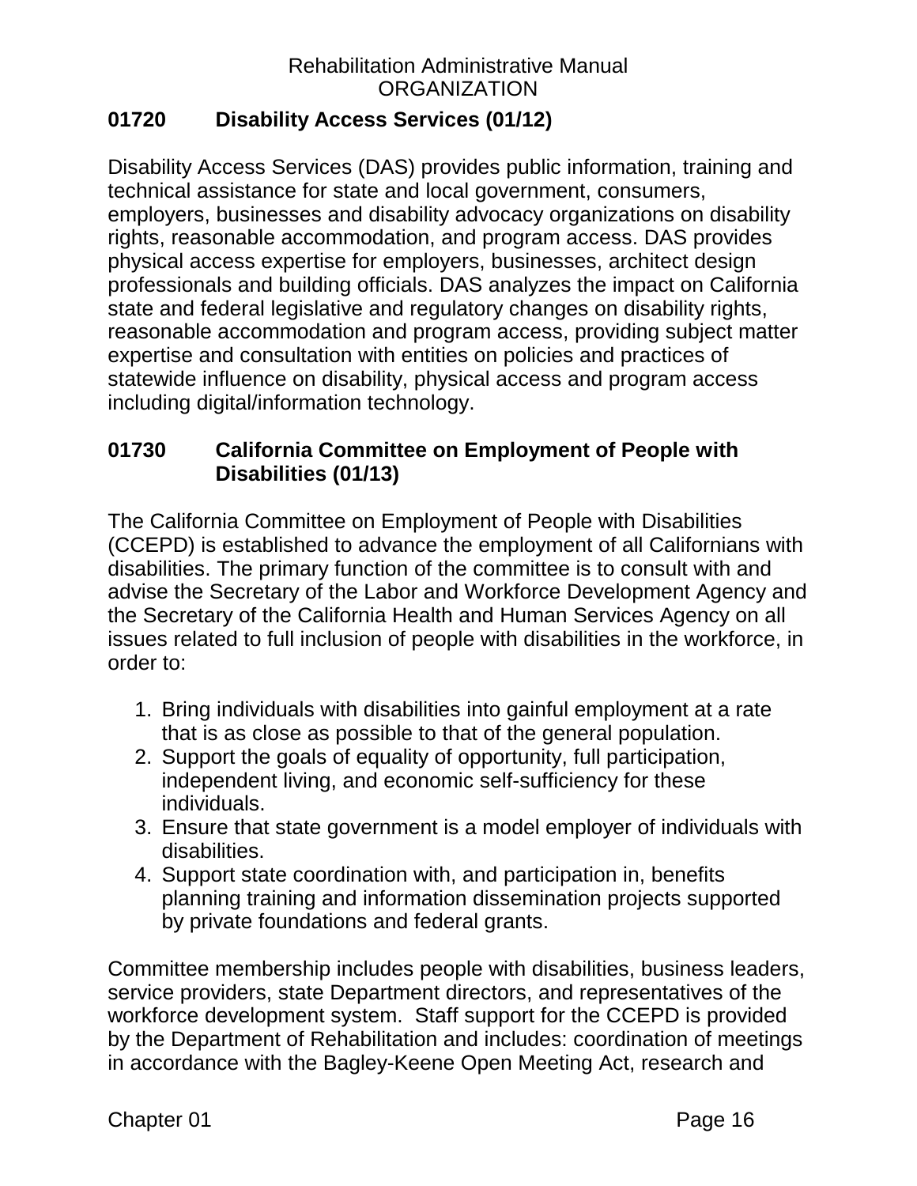## 01720 Disability Access Services (01/12)

Disability Access Services (DAS) provides public information, training and technical assistance for state and local government, consumers, employers, businesses and disability advocacy organizations on disability rights, reasonable accommodation, and program access. DAS provides physical access expertise for employers, businesses, architect design professionals and building officials. DAS analyzes the impact on California state and federal legislative and regulatory changes on disability rights, reasonable accommodation and program access, providing subject matter expertise and consultation with entities on policies and practices of statewide influence on disability, physical access and program access including digital/information technology.

## 01730 California Committee on Employment of People with Disabilities (01/13)

The California Committee on Employment of People with Disabilities (CCEPD) is established to advance the employment of all Californians with disabilities. The primary function of the committee is to consult with and advise the Secretary of the Labor and Workforce Development Agency and the Secretary of the California Health and Human Services Agency on all issues related to full inclusion of people with disabilities in the workforce, in order to:

1. Bring individuals with disabilities into gainful employment at a rate that is as close as possible to that of the general population.
2. Support the goals of equality of opportunity, full participation, independent living, and economic self-sufficiency for these individuals.
3. Ensure that state government is a model employer of individuals with disabilities.
4. Support state coordination with, and participation in, benefits planning training and information dissemination projects supported by private foundations and federal grants.

Committee membership includes people with disabilities, business leaders, service providers, state Department directors, and representatives of the workforce development system. Staff support for the CCEPD is provided by the Department of Rehabilitation and includes: coordination of meetings in accordance with the Bagley-Keene Open Meeting Act, research and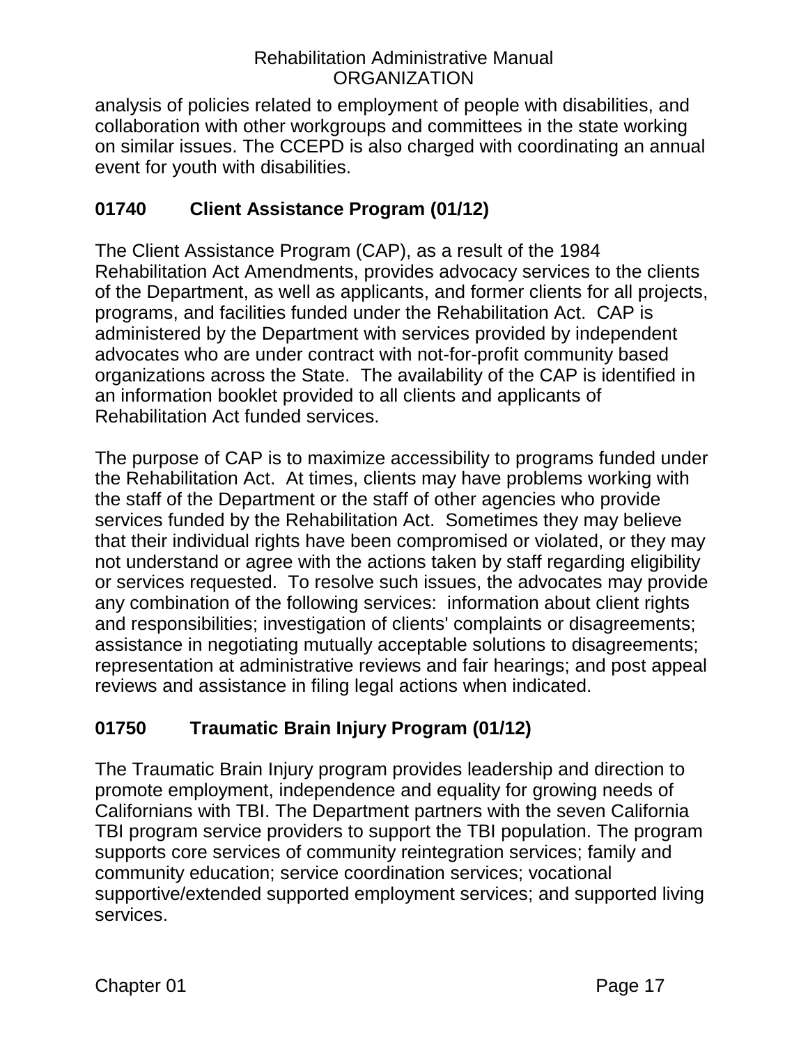analysis of policies related to employment of people with disabilities, and collaboration with other workgroups and committees in the state working on similar issues. The CCEPD is also charged with coordinating an annual event for youth with disabilities.

## 01740 Client Assistance Program (01/12)

The Client Assistance Program (CAP), as a result of the 1984 Rehabilitation Act Amendments, provides advocacy services to the clients of the Department, as well as applicants, and former clients for all projects, programs, and facilities funded under the Rehabilitation Act. CAP is administered by the Department with services provided by independent advocates who are under contract with not-for-profit community based organizations across the State. The availability of the CAP is identified in an information booklet provided to all clients and applicants of Rehabilitation Act funded services.

The purpose of CAP is to maximize accessibility to programs funded under the Rehabilitation Act. At times, clients may have problems working with the staff of the Department or the staff of other agencies who provide services funded by the Rehabilitation Act. Sometimes they may believe that their individual rights have been compromised or violated, or they may not understand or agree with the actions taken by staff regarding eligibility or services requested. To resolve such issues, the advocates may provide any combination of the following services: information about client rights and responsibilities; investigation of clients' complaints or disagreements; assistance in negotiating mutually acceptable solutions to disagreements; representation at administrative reviews and fair hearings; and post appeal reviews and assistance in filing legal actions when indicated.

## 01750 Traumatic Brain Injury Program (01/12)

The Traumatic Brain Injury program provides leadership and direction to promote employment, independence and equality for growing needs of Californians with TBI. The Department partners with the seven California TBI program service providers to support the TBI population. The program supports core services of community reintegration services; family and community education; service coordination services; vocational supportive/extended supported employment services; and supported living services.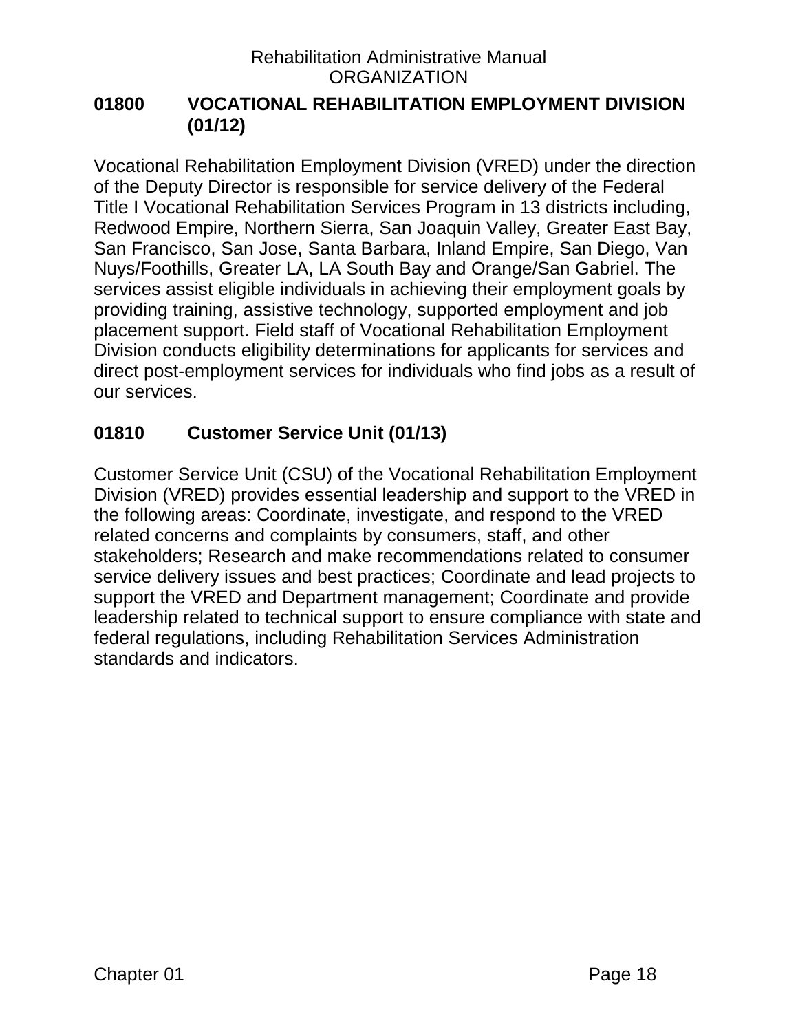## 01800 VOCATIONAL REHABILITATION EMPLOYMENT DIVISION (01/12)

Vocational Rehabilitation Employment Division (VRED) under the direction of the Deputy Director is responsible for service delivery of the Federal Title I Vocational Rehabilitation Services Program in 13 districts including, Redwood Empire, Northern Sierra, San Joaquin Valley, Greater East Bay, San Francisco, San Jose, Santa Barbara, Inland Empire, San Diego, Van Nuys/Foothills, Greater LA, LA South Bay and Orange/San Gabriel. The services assist eligible individuals in achieving their employment goals by providing training, assistive technology, supported employment and job placement support. Field staff of Vocational Rehabilitation Employment Division conducts eligibility determinations for applicants for services and direct post-employment services for individuals who find jobs as a result of our services.

### 01810 Customer Service Unit (01/13)

Customer Service Unit (CSU) of the Vocational Rehabilitation Employment Division (VRED) provides essential leadership and support to the VRED in the following areas: Coordinate, investigate, and respond to the VRED related concerns and complaints by consumers, staff, and other stakeholders; Research and make recommendations related to consumer service delivery issues and best practices; Coordinate and lead projects to support the VRED and Department management; Coordinate and provide leadership related to technical support to ensure compliance with state and federal regulations, including Rehabilitation Services Administration standards and indicators.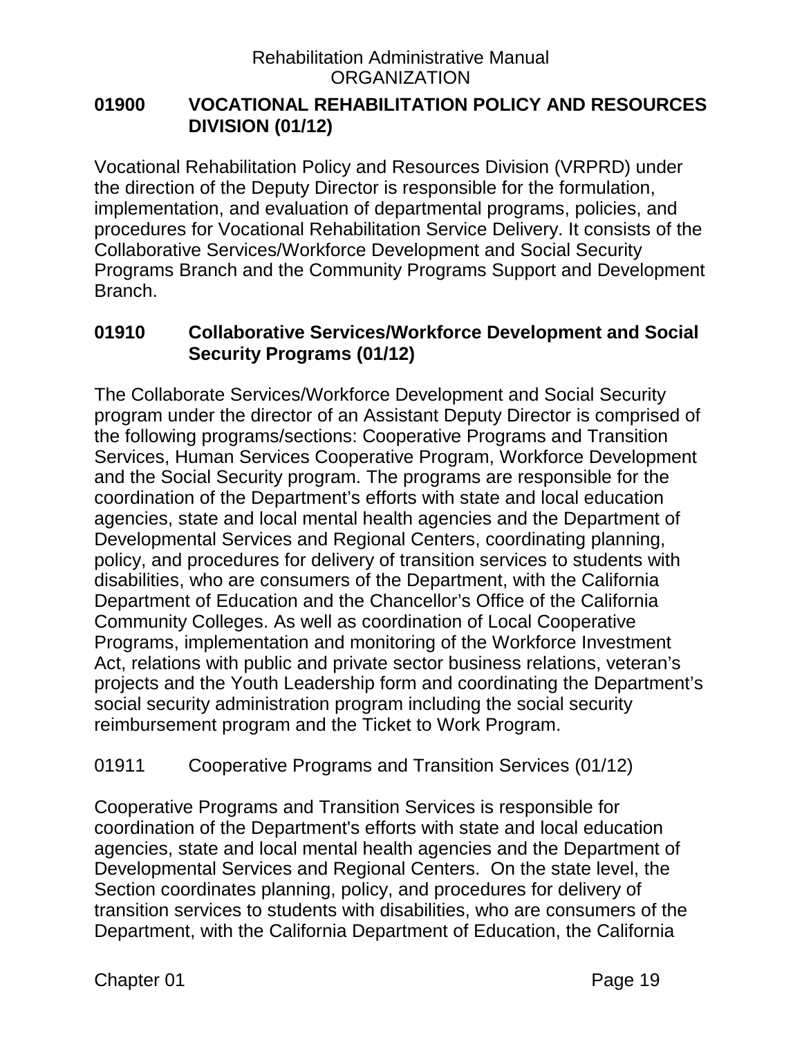## 01900 VOCATIONAL REHABILITATION POLICY AND RESOURCES DIVISION (01/12)

Vocational Rehabilitation Policy and Resources Division (VRPRD) under the direction of the Deputy Director is responsible for the formulation, implementation, and evaluation of departmental programs, policies, and procedures for Vocational Rehabilitation Service Delivery. It consists of the Collaborative Services/Workforce Development and Social Security Programs Branch and the Community Programs Support and Development Branch.

### 01910 Collaborative Services/Workforce Development and Social Security Programs (01/12)

The Collaborate Services/Workforce Development and Social Security program under the director of an Assistant Deputy Director is comprised of the following programs/sections: Cooperative Programs and Transition Services, Human Services Cooperative Program, Workforce Development and the Social Security program. The programs are responsible for the coordination of the Department's efforts with state and local education agencies, state and local mental health agencies and the Department of Developmental Services and Regional Centers, coordinating planning, policy, and procedures for delivery of transition services to students with disabilities, who are consumers of the Department, with the California Department of Education and the Chancellor's Office of the California Community Colleges. As well as coordination of Local Cooperative Programs, implementation and monitoring of the Workforce Investment Act, relations with public and private sector business relations, veteran's projects and the Youth Leadership form and coordinating the Department's social security administration program including the social security reimbursement program and the Ticket to Work Program.

01911 Cooperative Programs and Transition Services (01/12)

Cooperative Programs and Transition Services is responsible for coordination of the Department's efforts with state and local education agencies, state and local mental health agencies and the Department of Developmental Services and Regional Centers. On the state level, the Section coordinates planning, policy, and procedures for delivery of transition services to students with disabilities, who are consumers of the Department, with the California Department of Education, the California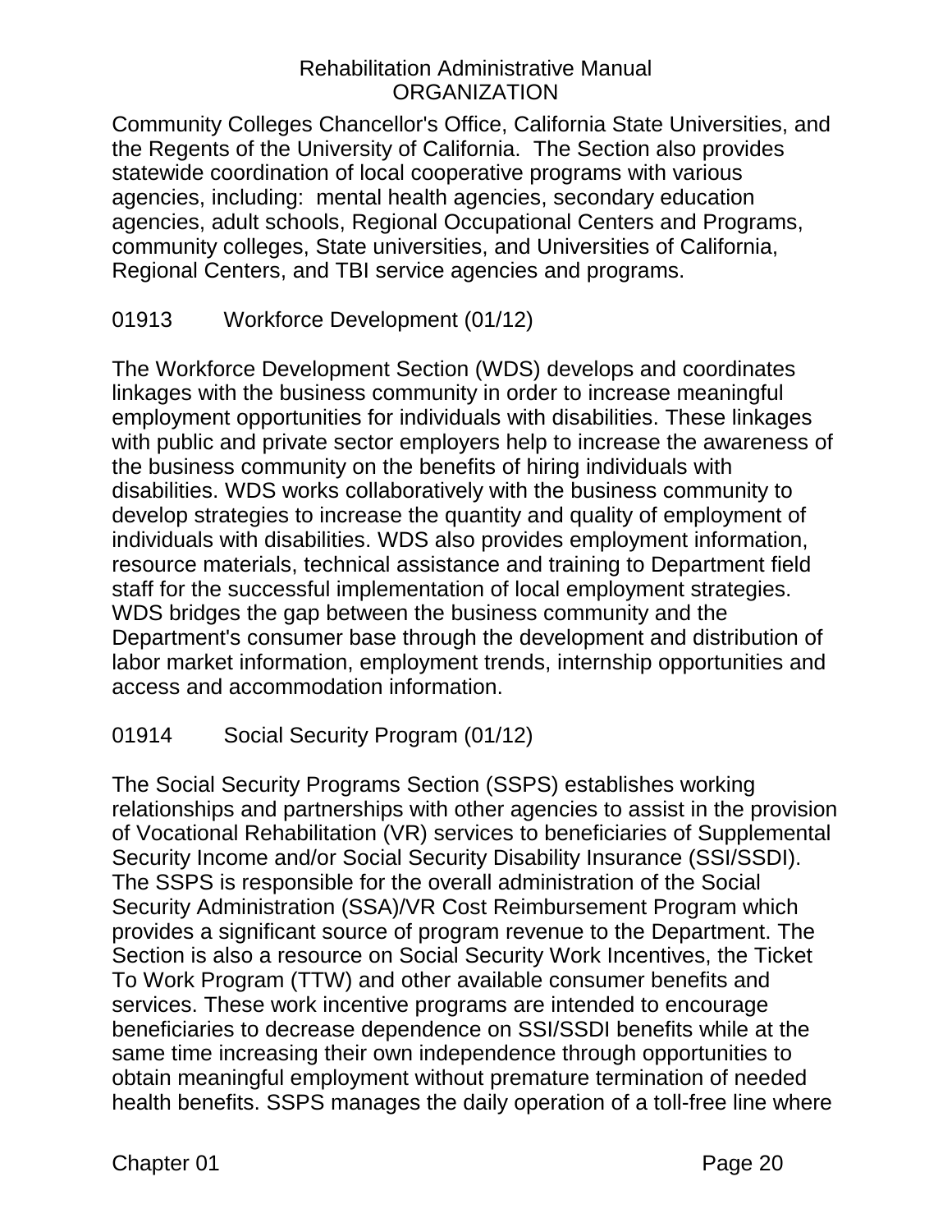Community Colleges Chancellor's Office, California State Universities, and the Regents of the University of California. The Section also provides statewide coordination of local cooperative programs with various agencies, including: mental health agencies, secondary education agencies, adult schools, Regional Occupational Centers and Programs, community colleges, State universities, and Universities of California, Regional Centers, and TBI service agencies and programs.

## 01913 Workforce Development (01/12)

The Workforce Development Section (WDS) develops and coordinates linkages with the business community in order to increase meaningful employment opportunities for individuals with disabilities. These linkages with public and private sector employers help to increase the awareness of the business community on the benefits of hiring individuals with disabilities. WDS works collaboratively with the business community to develop strategies to increase the quantity and quality of employment of individuals with disabilities. WDS also provides employment information, resource materials, technical assistance and training to Department field staff for the successful implementation of local employment strategies. WDS bridges the gap between the business community and the Department's consumer base through the development and distribution of labor market information, employment trends, internship opportunities and access and accommodation information.

## 01914 Social Security Program (01/12)

The Social Security Programs Section (SSPS) establishes working relationships and partnerships with other agencies to assist in the provision of Vocational Rehabilitation (VR) services to beneficiaries of Supplemental Security Income and/or Social Security Disability Insurance (SSI/SSDI). The SSPS is responsible for the overall administration of the Social Security Administration (SSA)/VR Cost Reimbursement Program which provides a significant source of program revenue to the Department. The Section is also a resource on Social Security Work Incentives, the Ticket To Work Program (TTW) and other available consumer benefits and services. These work incentive programs are intended to encourage beneficiaries to decrease dependence on SSI/SSDI benefits while at the same time increasing their own independence through opportunities to obtain meaningful employment without premature termination of needed health benefits. SSPS manages the daily operation of a toll-free line where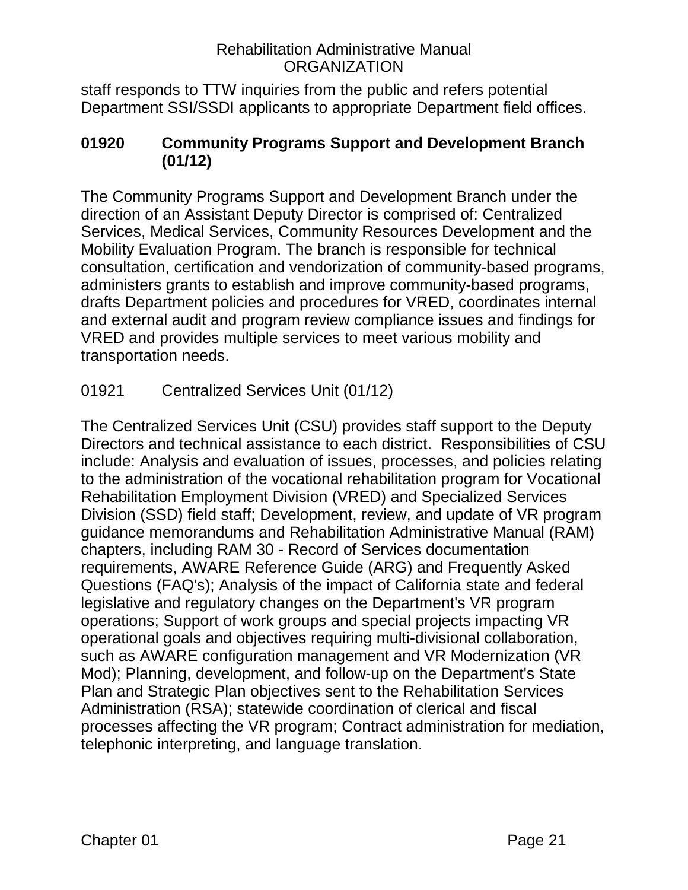staff responds to TTW inquiries from the public and refers potential Department SSI/SSDI applicants to appropriate Department field offices.

## 01920 Community Programs Support and Development Branch (01/12)

The Community Programs Support and Development Branch under the direction of an Assistant Deputy Director is comprised of: Centralized Services, Medical Services, Community Resources Development and the Mobility Evaluation Program. The branch is responsible for technical consultation, certification and vendorization of community-based programs, administers grants to establish and improve community-based programs, drafts Department policies and procedures for VRED, coordinates internal and external audit and program review compliance issues and findings for VRED and provides multiple services to meet various mobility and transportation needs.

### 01921 Centralized Services Unit (01/12)

The Centralized Services Unit (CSU) provides staff support to the Deputy Directors and technical assistance to each district. Responsibilities of CSU include: Analysis and evaluation of issues, processes, and policies relating to the administration of the vocational rehabilitation program for Vocational Rehabilitation Employment Division (VRED) and Specialized Services Division (SSD) field staff; Development, review, and update of VR program guidance memorandums and Rehabilitation Administrative Manual (RAM) chapters, including RAM 30 - Record of Services documentation requirements, AWARE Reference Guide (ARG) and Frequently Asked Questions (FAQ's); Analysis of the impact of California state and federal legislative and regulatory changes on the Department's VR program operations; Support of work groups and special projects impacting VR operational goals and objectives requiring multi-divisional collaboration, such as AWARE configuration management and VR Modernization (VR Mod); Planning, development, and follow-up on the Department's State Plan and Strategic Plan objectives sent to the Rehabilitation Services Administration (RSA); statewide coordination of clerical and fiscal processes affecting the VR program; Contract administration for mediation, telephonic interpreting, and language translation.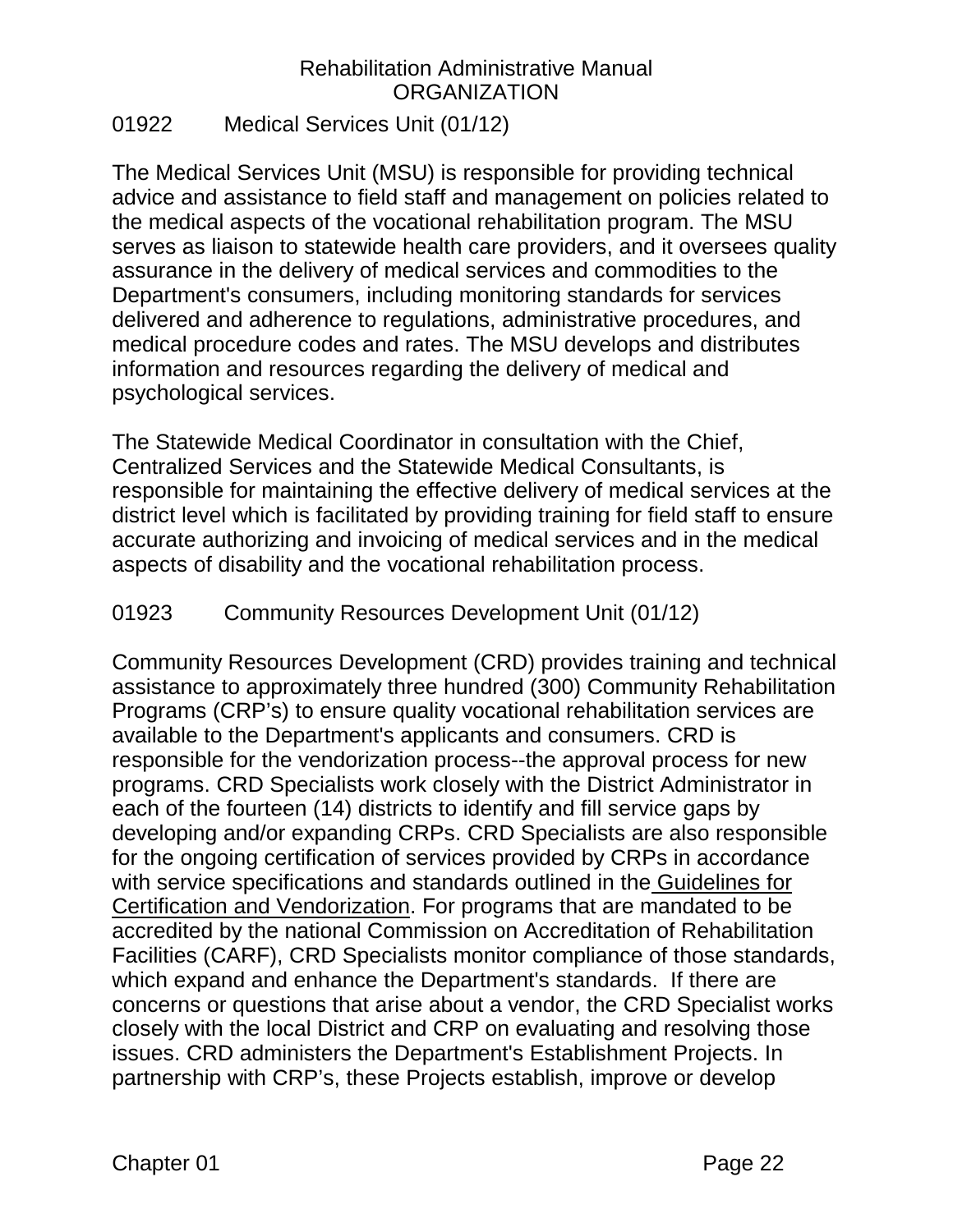## 01922 Medical Services Unit (01/12)

The Medical Services Unit (MSU) is responsible for providing technical advice and assistance to field staff and management on policies related to the medical aspects of the vocational rehabilitation program. The MSU serves as liaison to statewide health care providers, and it oversees quality assurance in the delivery of medical services and commodities to the Department's consumers, including monitoring standards for services delivered and adherence to regulations, administrative procedures, and medical procedure codes and rates. The MSU develops and distributes information and resources regarding the delivery of medical and psychological services.

The Statewide Medical Coordinator in consultation with the Chief, Centralized Services and the Statewide Medical Consultants, is responsible for maintaining the effective delivery of medical services at the district level which is facilitated by providing training for field staff to ensure accurate authorizing and invoicing of medical services and in the medical aspects of disability and the vocational rehabilitation process.

## 01923 Community Resources Development Unit (01/12)

Community Resources Development (CRD) provides training and technical assistance to approximately three hundred (300) Community Rehabilitation Programs (CRP's) to ensure quality vocational rehabilitation services are available to the Department's applicants and consumers. CRD is responsible for the vendorization process--the approval process for new programs. CRD Specialists work closely with the District Administrator in each of the fourteen (14) districts to identify and fill service gaps by developing and/or expanding CRPs. CRD Specialists are also responsible for the ongoing certification of services provided by CRPs in accordance with service specifications and standards outlined in the Guidelines for Certification and Vendorization. For programs that are mandated to be accredited by the national Commission on Accreditation of Rehabilitation Facilities (CARF), CRD Specialists monitor compliance of those standards, which expand and enhance the Department's standards. If there are concerns or questions that arise about a vendor, the CRD Specialist works closely with the local District and CRP on evaluating and resolving those issues. CRD administers the Department's Establishment Projects. In partnership with CRP's, these Projects establish, improve or develop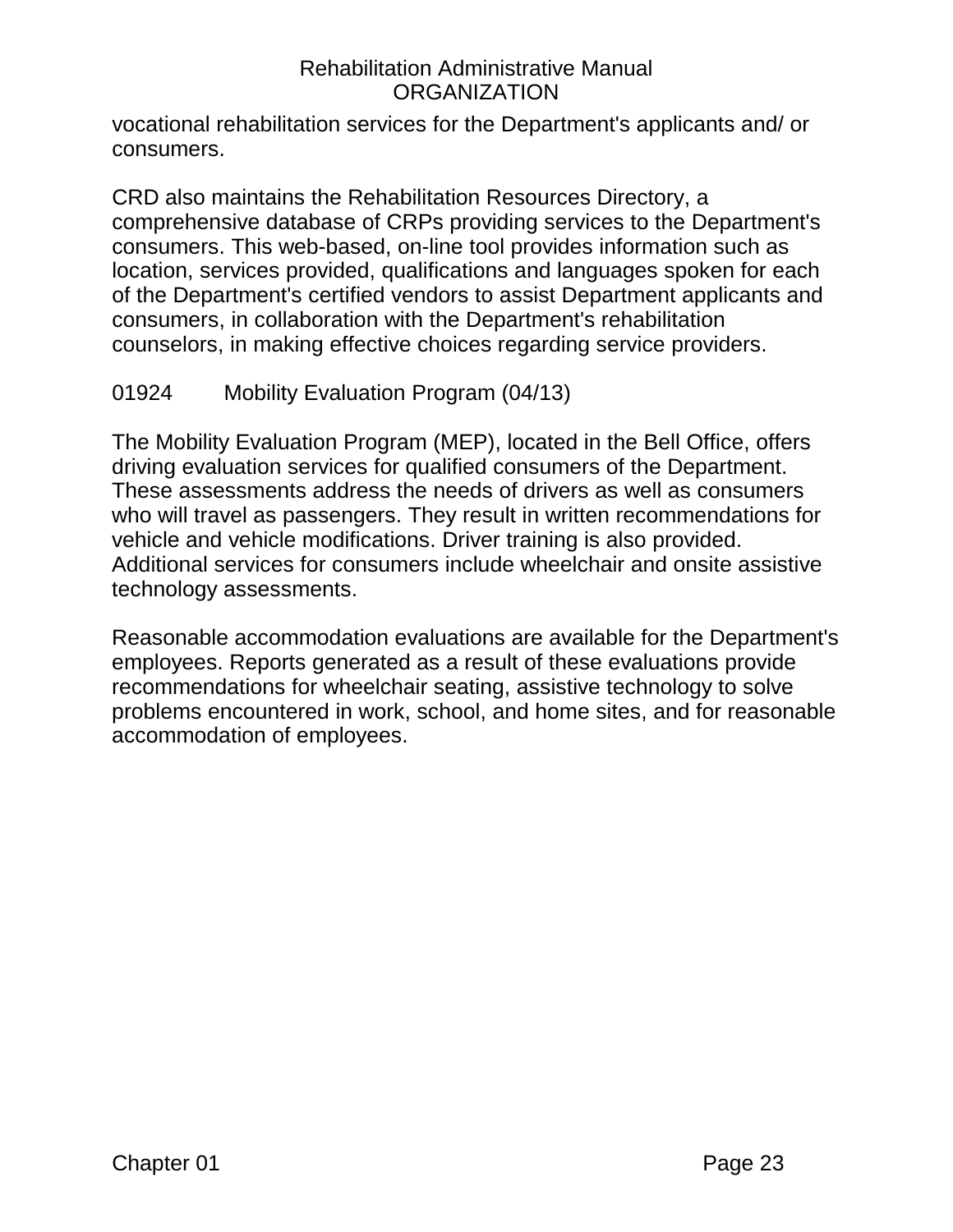vocational rehabilitation services for the Department's applicants and/ or consumers.

CRD also maintains the Rehabilitation Resources Directory, a comprehensive database of CRPs providing services to the Department's consumers. This web-based, on-line tool provides information such as location, services provided, qualifications and languages spoken for each of the Department's certified vendors to assist Department applicants and consumers, in collaboration with the Department's rehabilitation counselors, in making effective choices regarding service providers.

### 01924 Mobility Evaluation Program (04/13)

The Mobility Evaluation Program (MEP), located in the Bell Office, offers driving evaluation services for qualified consumers of the Department. These assessments address the needs of drivers as well as consumers who will travel as passengers. They result in written recommendations for vehicle and vehicle modifications. Driver training is also provided. Additional services for consumers include wheelchair and onsite assistive technology assessments.

Reasonable accommodation evaluations are available for the Department's employees. Reports generated as a result of these evaluations provide recommendations for wheelchair seating, assistive technology to solve problems encountered in work, school, and home sites, and for reasonable accommodation of employees.